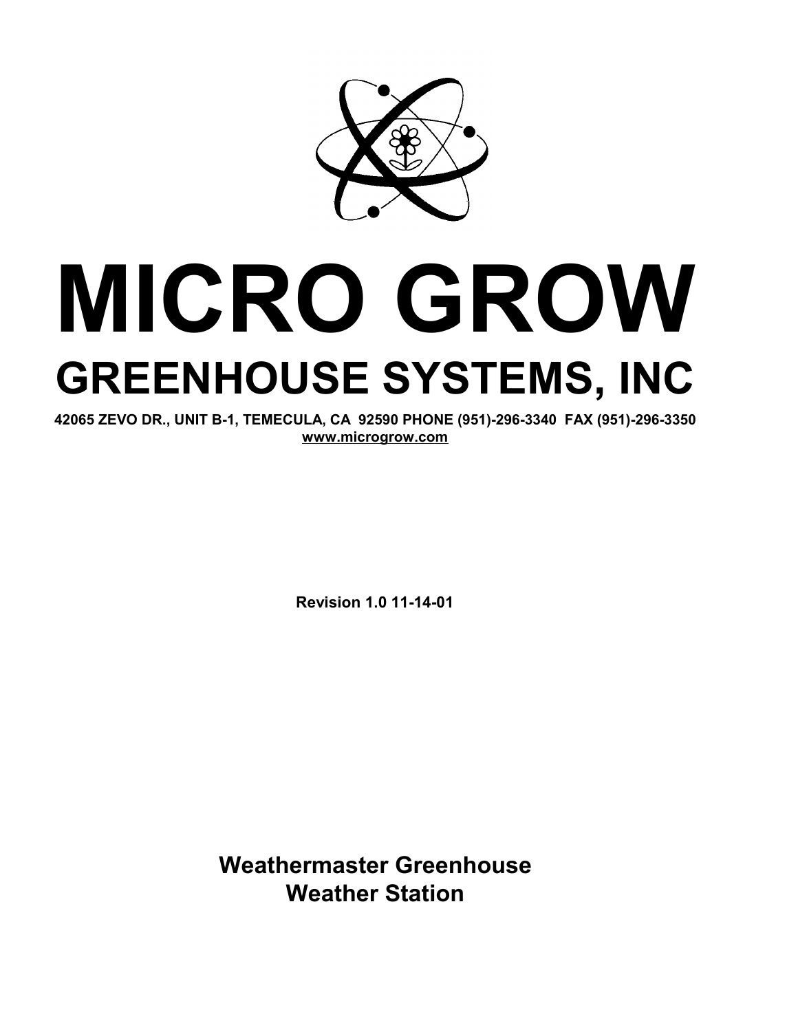# MICRO GROW

## GREENHOUSE SYSTEMS, INC

**42065 ZEVO DR., UNIT B-1, TEMECULA, CA 92590 PHONE (951)-296-3340 FAX (951)-296-3350**
**www.microgrow.com**

**Revision 1.0 11-14-01**

## Weathermaster Greenhouse Weather Station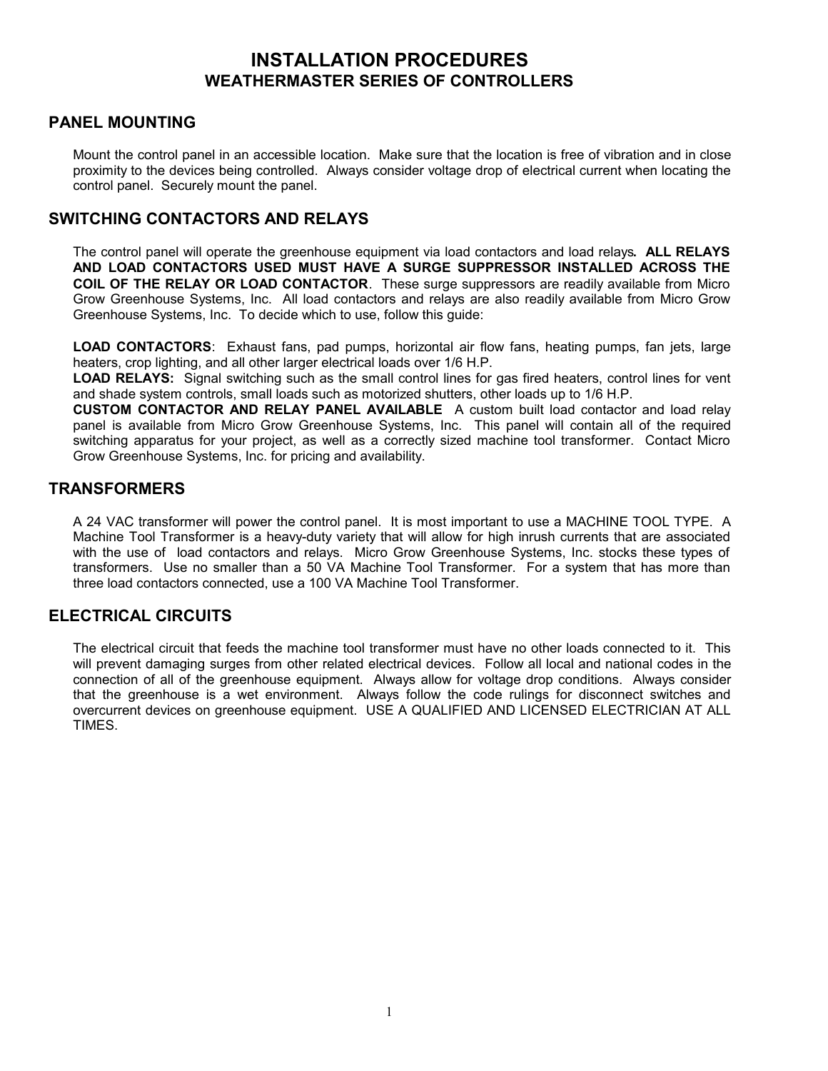# INSTALLATION PROCEDURES
## WEATHERMASTER SERIES OF CONTROLLERS

### PANEL MOUNTING

Mount the control panel in an accessible location. Make sure that the location is free of vibration and in close proximity to the devices being controlled. Always consider voltage drop of electrical current when locating the control panel. Securely mount the panel.

### SWITCHING CONTACTORS AND RELAYS

The control panel will operate the greenhouse equipment via load contactors and load relays**. ALL RELAYS AND LOAD CONTACTORS USED MUST HAVE A SURGE SUPPRESSOR INSTALLED ACROSS THE COIL OF THE RELAY OR LOAD CONTACTOR**. These surge suppressors are readily available from Micro Grow Greenhouse Systems, Inc. All load contactors and relays are also readily available from Micro Grow Greenhouse Systems, Inc. To decide which to use, follow this guide:

**LOAD CONTACTORS**: Exhaust fans, pad pumps, horizontal air flow fans, heating pumps, fan jets, large heaters, crop lighting, and all other larger electrical loads over 1/6 H.P.

**LOAD RELAYS:** Signal switching such as the small control lines for gas fired heaters, control lines for vent and shade system controls, small loads such as motorized shutters, other loads up to 1/6 H.P.

**CUSTOM CONTACTOR AND RELAY PANEL AVAILABLE** A custom built load contactor and load relay panel is available from Micro Grow Greenhouse Systems, Inc. This panel will contain all of the required switching apparatus for your project, as well as a correctly sized machine tool transformer. Contact Micro Grow Greenhouse Systems, Inc. for pricing and availability.

### TRANSFORMERS

A 24 VAC transformer will power the control panel. It is most important to use a MACHINE TOOL TYPE. A Machine Tool Transformer is a heavy-duty variety that will allow for high inrush currents that are associated with the use of load contactors and relays. Micro Grow Greenhouse Systems, Inc. stocks these types of transformers. Use no smaller than a 50 VA Machine Tool Transformer. For a system that has more than three load contactors connected, use a 100 VA Machine Tool Transformer.

### ELECTRICAL CIRCUITS

The electrical circuit that feeds the machine tool transformer must have no other loads connected to it. This will prevent damaging surges from other related electrical devices. Follow all local and national codes in the connection of all of the greenhouse equipment. Always allow for voltage drop conditions. Always consider that the greenhouse is a wet environment. Always follow the code rulings for disconnect switches and overcurrent devices on greenhouse equipment. USE A QUALIFIED AND LICENSED ELECTRICIAN AT ALL TIMES.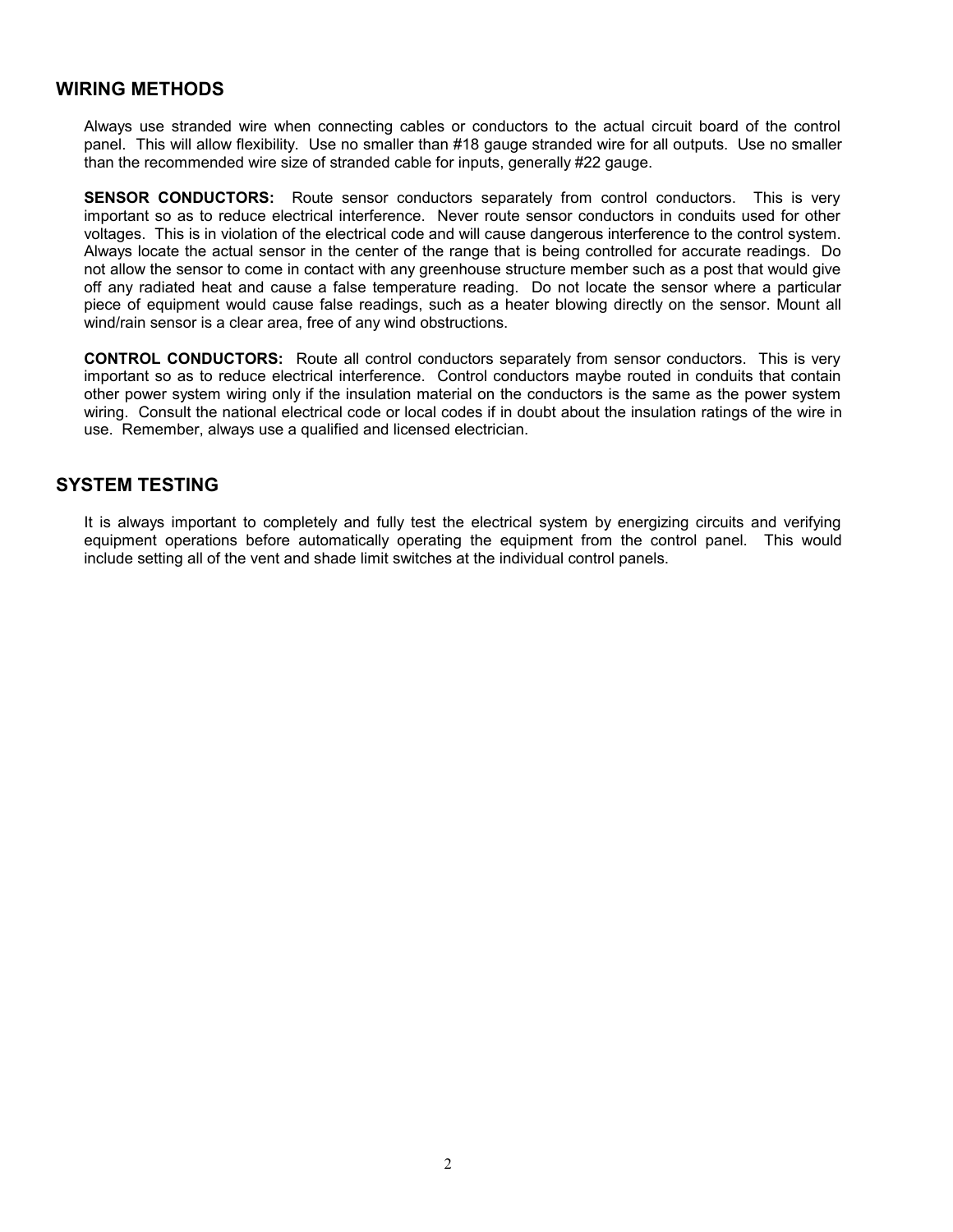## WIRING METHODS

Always use stranded wire when connecting cables or conductors to the actual circuit board of the control panel. This will allow flexibility. Use no smaller than #18 gauge stranded wire for all outputs. Use no smaller than the recommended wire size of stranded cable for inputs, generally #22 gauge.

**SENSOR CONDUCTORS:** Route sensor conductors separately from control conductors. This is very important so as to reduce electrical interference. Never route sensor conductors in conduits used for other voltages. This is in violation of the electrical code and will cause dangerous interference to the control system. Always locate the actual sensor in the center of the range that is being controlled for accurate readings. Do not allow the sensor to come in contact with any greenhouse structure member such as a post that would give off any radiated heat and cause a false temperature reading. Do not locate the sensor where a particular piece of equipment would cause false readings, such as a heater blowing directly on the sensor. Mount all wind/rain sensor is a clear area, free of any wind obstructions.

**CONTROL CONDUCTORS:** Route all control conductors separately from sensor conductors. This is very important so as to reduce electrical interference. Control conductors maybe routed in conduits that contain other power system wiring only if the insulation material on the conductors is the same as the power system wiring. Consult the national electrical code or local codes if in doubt about the insulation ratings of the wire in use. Remember, always use a qualified and licensed electrician.

## SYSTEM TESTING

It is always important to completely and fully test the electrical system by energizing circuits and verifying equipment operations before automatically operating the equipment from the control panel. This would include setting all of the vent and shade limit switches at the individual control panels.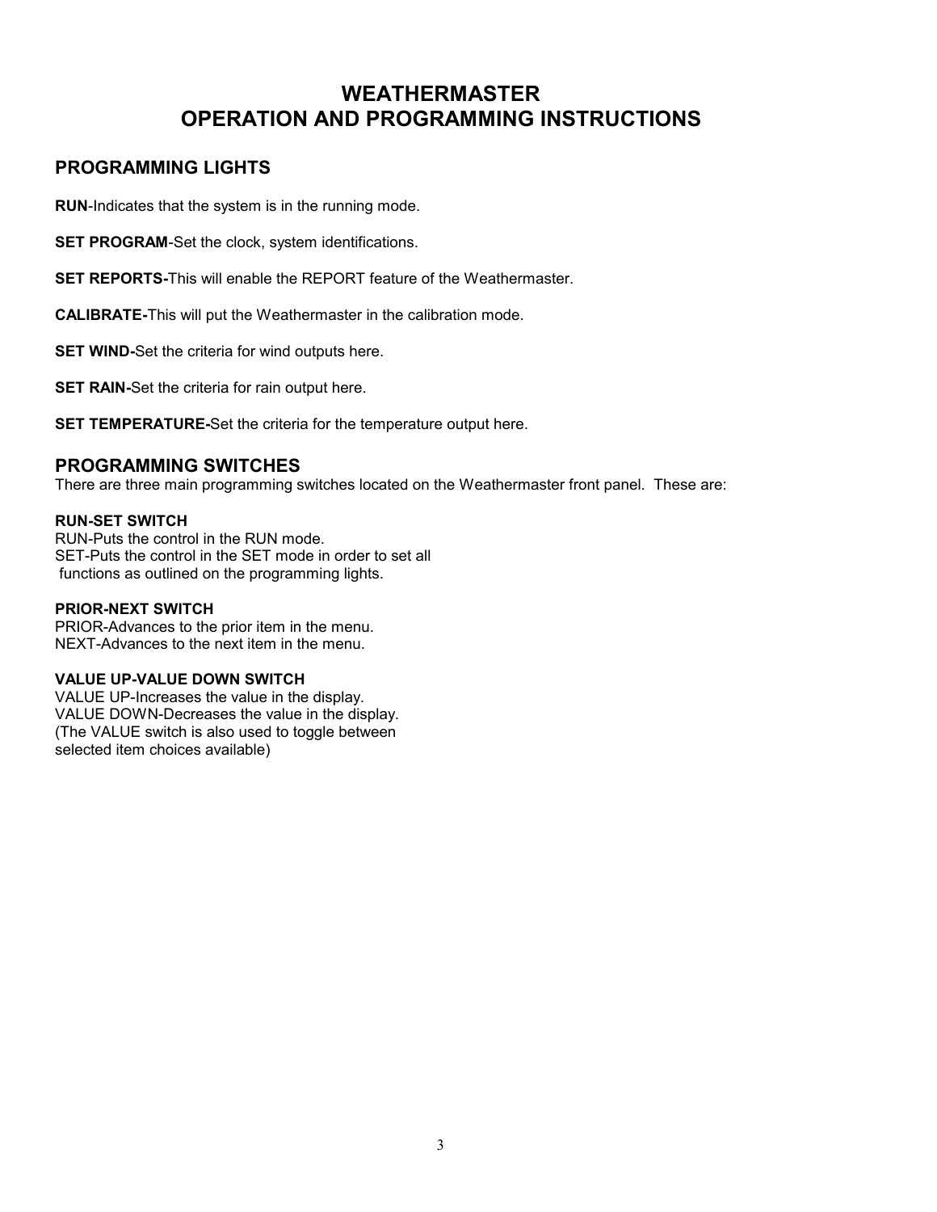# WEATHERMASTER
# OPERATION AND PROGRAMMING INSTRUCTIONS

## PROGRAMMING LIGHTS

**RUN**-Indicates that the system is in the running mode.

**SET PROGRAM**-Set the clock, system identifications.

**SET REPORTS-**This will enable the REPORT feature of the Weathermaster.

**CALIBRATE-**This will put the Weathermaster in the calibration mode.

**SET WIND-**Set the criteria for wind outputs here.

**SET RAIN-**Set the criteria for rain output here.

**SET TEMPERATURE-**Set the criteria for the temperature output here.

## PROGRAMMING SWITCHES

There are three main programming switches located on the Weathermaster front panel. These are:

**RUN-SET SWITCH**
RUN-Puts the control in the RUN mode.
SET-Puts the control in the SET mode in order to set all functions as outlined on the programming lights.

**PRIOR-NEXT SWITCH**
PRIOR-Advances to the prior item in the menu.
NEXT-Advances to the next item in the menu.

**VALUE UP-VALUE DOWN SWITCH**
VALUE UP-Increases the value in the display.
VALUE DOWN-Decreases the value in the display.
(The VALUE switch is also used to toggle between selected item choices available)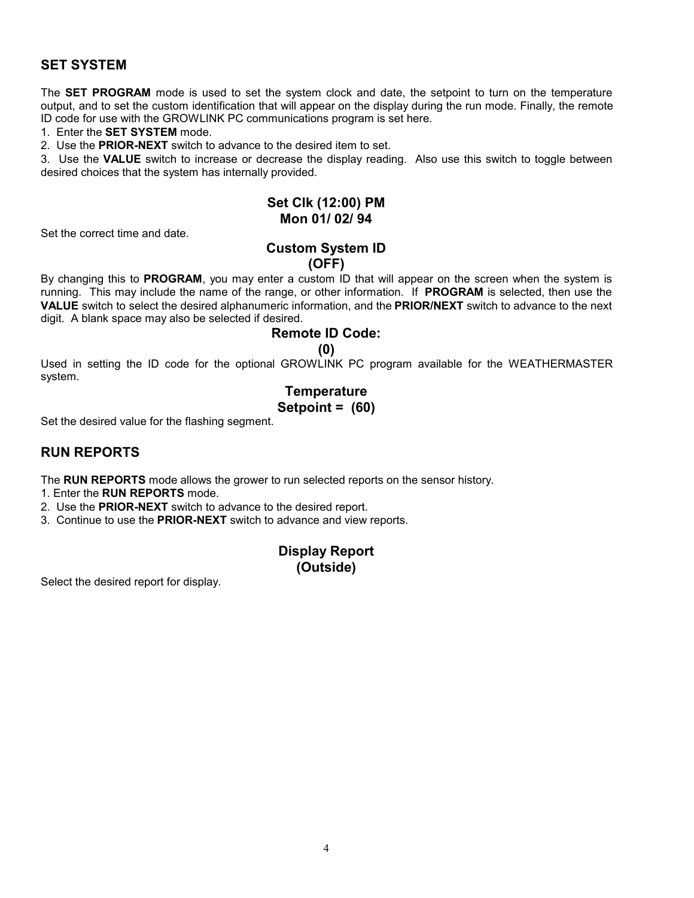## SET SYSTEM

The **SET PROGRAM** mode is used to set the system clock and date, the setpoint to turn on the temperature output, and to set the custom identification that will appear on the display during the run mode. Finally, the remote ID code for use with the GROWLINK PC communications program is set here.

1. Enter the **SET SYSTEM** mode.
2. Use the **PRIOR-NEXT** switch to advance to the desired item to set.
3. Use the **VALUE** switch to increase or decrease the display reading. Also use this switch to toggle between desired choices that the system has internally provided.

**Set Clk (12:00) PM**
**Mon 01/ 02/ 94**

Set the correct time and date.

**Custom System ID**
**(OFF)**

By changing this to **PROGRAM**, you may enter a custom ID that will appear on the screen when the system is running. This may include the name of the range, or other information. If **PROGRAM** is selected, then use the **VALUE** switch to select the desired alphanumeric information, and the **PRIOR/NEXT** switch to advance to the next digit. A blank space may also be selected if desired.

**Remote ID Code:**
**(0)**

Used in setting the ID code for the optional GROWLINK PC program available for the WEATHERMASTER system.

**Temperature**
**Setpoint = (60)**

Set the desired value for the flashing segment.

## RUN REPORTS

The **RUN REPORTS** mode allows the grower to run selected reports on the sensor history.

1. Enter the **RUN REPORTS** mode.
2. Use the **PRIOR-NEXT** switch to advance to the desired report.
3. Continue to use the **PRIOR-NEXT** switch to advance and view reports.

**Display Report**
**(Outside)**

Select the desired report for display.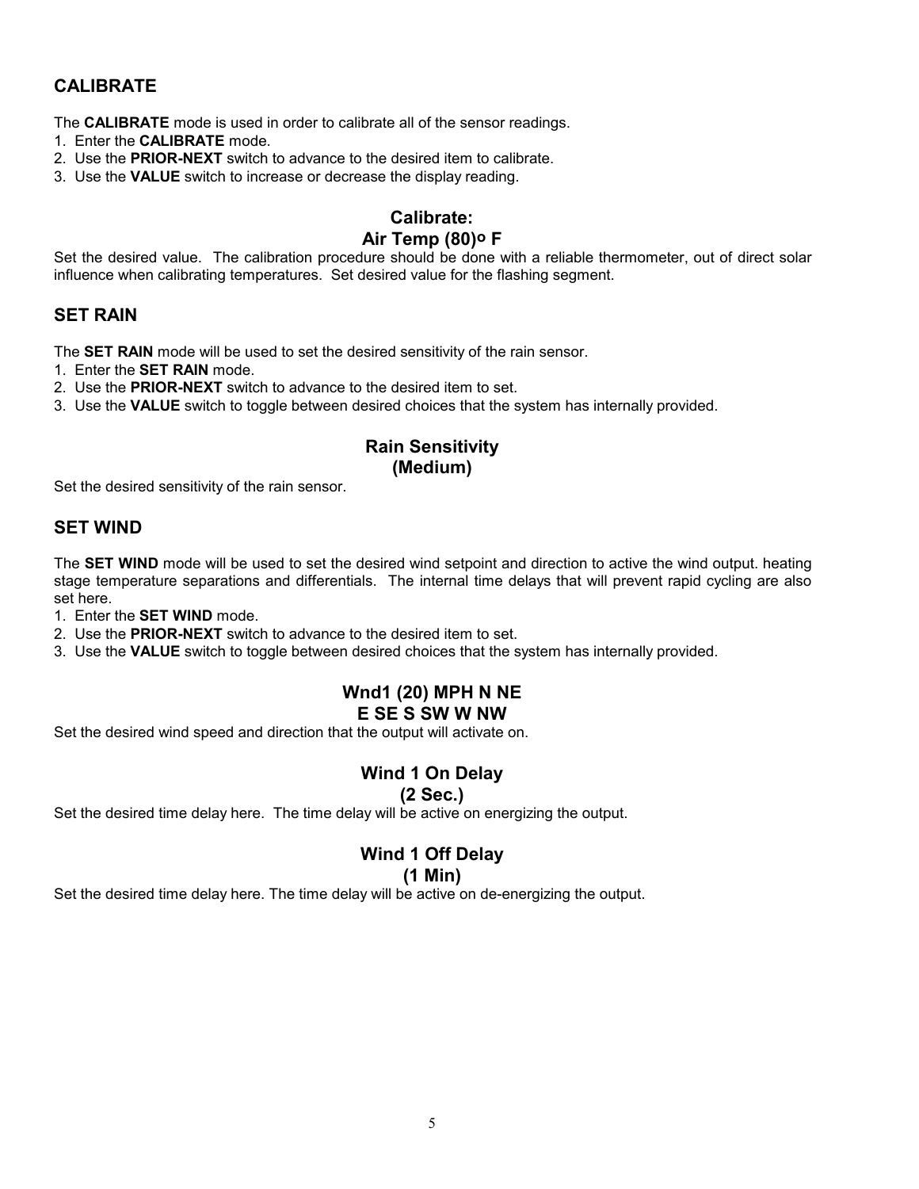## CALIBRATE

The **CALIBRATE** mode is used in order to calibrate all of the sensor readings.

1. Enter the **CALIBRATE** mode.
2. Use the **PRIOR-NEXT** switch to advance to the desired item to calibrate.
3. Use the **VALUE** switch to increase or decrease the display reading.

### Calibrate:
### Air Temp (80)º F

Set the desired value. The calibration procedure should be done with a reliable thermometer, out of direct solar influence when calibrating temperatures. Set desired value for the flashing segment.

## SET RAIN

The **SET RAIN** mode will be used to set the desired sensitivity of the rain sensor.

1. Enter the **SET RAIN** mode.
2. Use the **PRIOR-NEXT** switch to advance to the desired item to set.
3. Use the **VALUE** switch to toggle between desired choices that the system has internally provided.

### Rain Sensitivity
### (Medium)

Set the desired sensitivity of the rain sensor.

## SET WIND

The **SET WIND** mode will be used to set the desired wind setpoint and direction to active the wind output. heating stage temperature separations and differentials. The internal time delays that will prevent rapid cycling are also set here.

1. Enter the **SET WIND** mode.
2. Use the **PRIOR-NEXT** switch to advance to the desired item to set.
3. Use the **VALUE** switch to toggle between desired choices that the system has internally provided.

### Wnd1 (20) MPH N NE
### E SE S SW W NW

Set the desired wind speed and direction that the output will activate on.

### Wind 1 On Delay
### (2 Sec.)

Set the desired time delay here. The time delay will be active on energizing the output.

### Wind 1 Off Delay
### (1 Min)

Set the desired time delay here. The time delay will be active on de-energizing the output.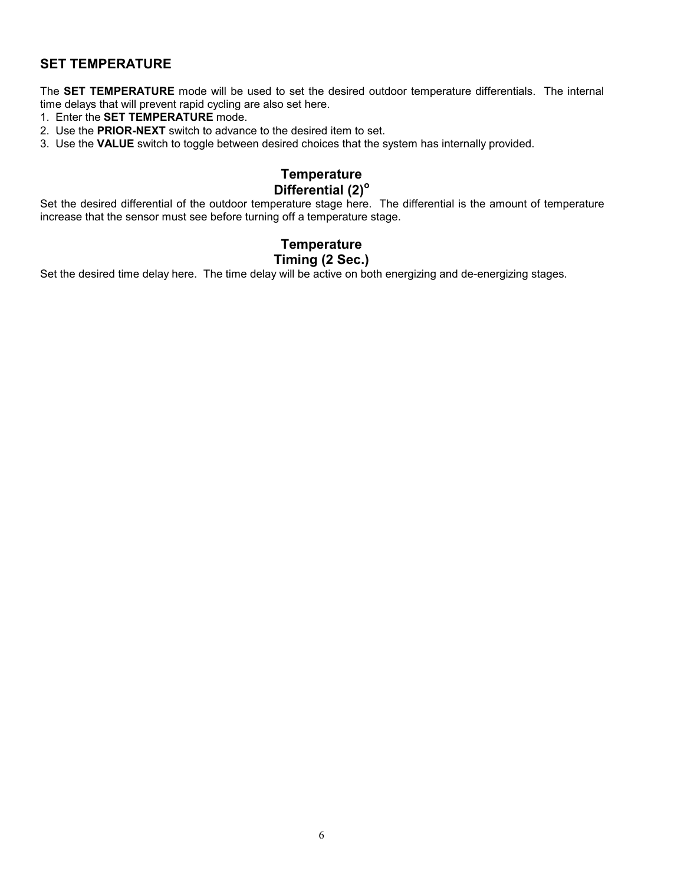## SET TEMPERATURE

The **SET TEMPERATURE** mode will be used to set the desired outdoor temperature differentials. The internal time delays that will prevent rapid cycling are also set here.

1. Enter the **SET TEMPERATURE** mode.
2. Use the **PRIOR-NEXT** switch to advance to the desired item to set.
3. Use the **VALUE** switch to toggle between desired choices that the system has internally provided.

### Temperature
### Differential (2)°

Set the desired differential of the outdoor temperature stage here. The differential is the amount of temperature increase that the sensor must see before turning off a temperature stage.

### Temperature
### Timing (2 Sec.)

Set the desired time delay here. The time delay will be active on both energizing and de-energizing stages.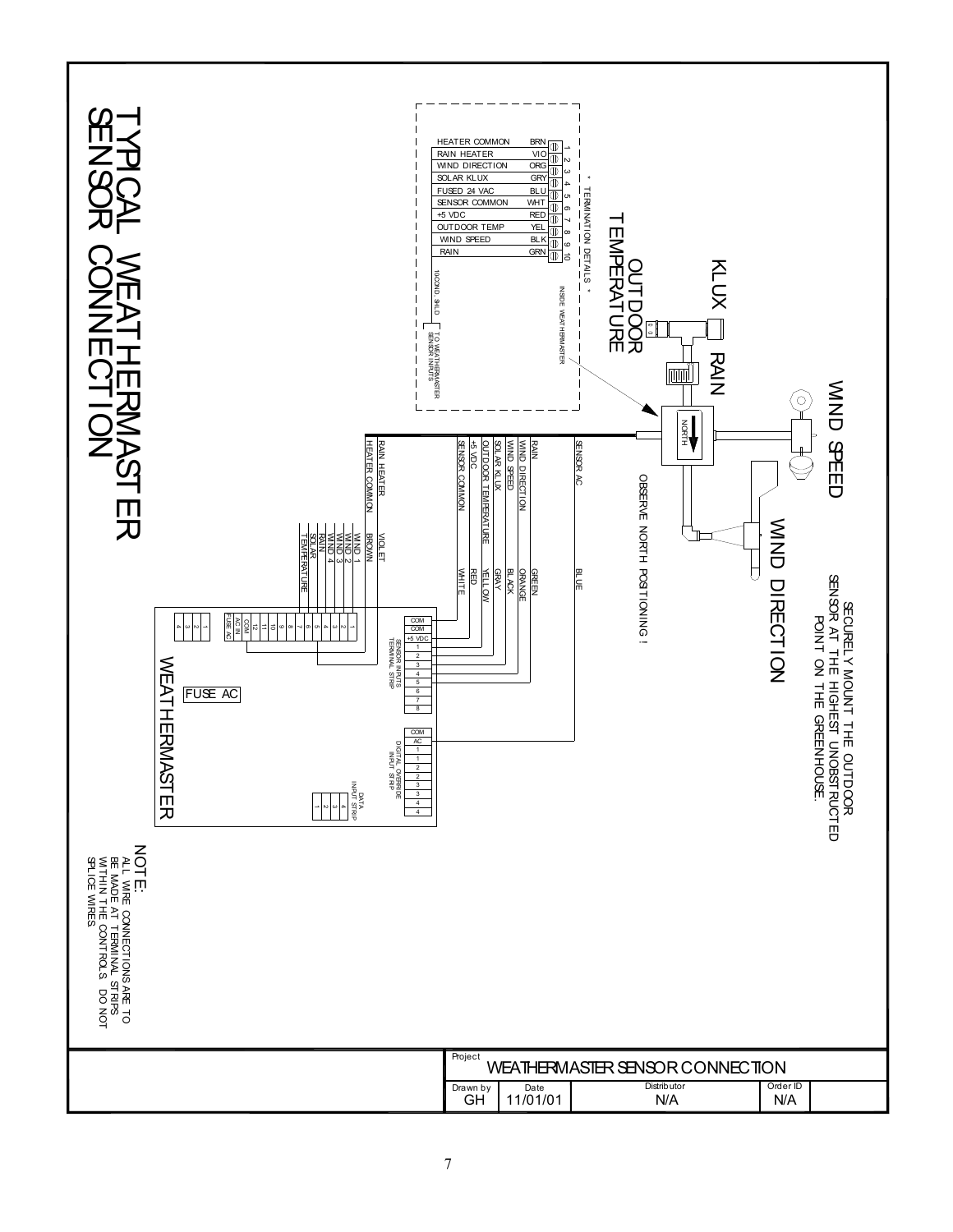# TYPICAL WEATHERMASTER SENSOR CONNECTION

KLUX

OUTDOOR TEMPERATURE

RAIN

WIND SPEED

WIND DIRECTION

SECURELY MOUNT THE OUTDOOR SENSOR AT THE HIGHEST UNOBSTRUCTED POINT ON THE GREENHOUSE.

OBSERVE NORTH POSTIONING !

NORTH

\* TERMINATION DETAILS \*

INSIDE WEATHERMASTER

| Terminal | Function | Wire Color |
|---|---|---|
| 1 | HEATER COMMON | BRN |
| 2 | RAIN HEATER | VIO |
| 3 | WIND DIRECTION | ORG |
| 4 | SOLAR KLUX | GRY |
| 5 | FUSED 24 VAC | BLU |
| 6 | SENSOR COMMON | WHT |
| 7 | +5 VDC | RED |
| 8 | OUTDOOR TEMP | YEL |
| 9 | WIND SPEED | BLK |
| 10 | RAIN | GRN |

10COND. SHLD

TO WEATHERMASTER SENSOR INPUTS

| Signal | Wire Color |
|---|---|
| SENSOR AC | BLUE |
| RAIN | GREEN |
| WIND DIRECTION | ORANGE |
| WIND SPEED | BLACK |
| SOLAR KLUX | GRAY |
| OUTDOOR TEMPERATURE | YELLOW |
| +5 VDC | RED |
| SENSOR COMMON | WHITE |
| HEATER COMMON | BROWN |
| RAIN HEATER | VIOLET |

WIND 1, WIND 2, WIND 3, WIND 4, RAIN, SOLAR, TEMPERATURE

WEATHERMASTER

FUSE AC

SENSOR INPUTS TERMINAL STRIP: COM, COM, +5 VDC, 1, 2, 3, 4, 5, 6, 7, 8

DIGITAL OVERRIDE INPUT STRIP: COM, AC, 1, 1, 2, 2, 3, 3, 4, 4

DATA INPUT STRIP: 1, 2, 3, 4

1, 2, 3, 4, 5, 6, 7, 8, 9, 10, 11, 12, COM, AC IN, FUSE AC

1, 2, 3, 4

NOTE:
ALL WIRE CONNECTIONS ARE TO BE MADE AT TERMINAL STRIPS WITHIN THE CONTROLS. DO NOT SPLICE WIRES.

| Project | WEATHERMASTER SENSOR CONNECTION | | |
|---|---|---|---|
| Drawn by: GH | Date: 11/01/01 | Distributor: N/A | Order ID: N/A |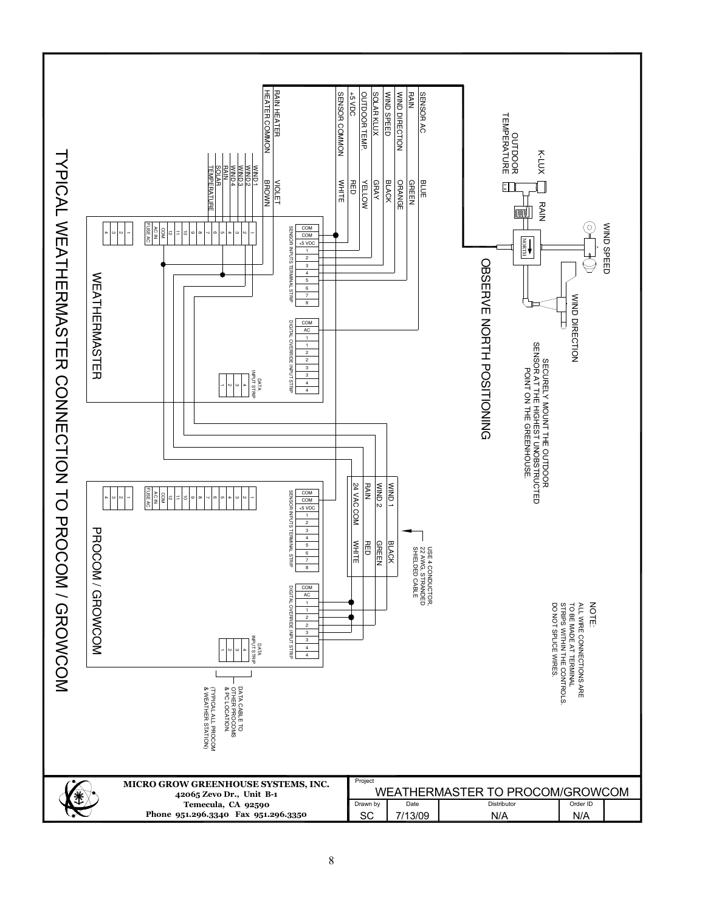# TYPICAL WEATHERMASTER CONNECTION TO PROCOM / GROWCOM

WIND SPEED

WIND DIRECTION

K-LUX

RAIN

OUTDOOR TEMPERATURE

NORTH

OBSERVE NORTH POSITIONING

SECURELY MOUNT THE OUTDOOR SENSOR AT THE HIGHEST UNOBSTRUCTED POINT ON THE GREENHOUSE.

| Signal | Wire Color |
|---|---|
| SENSOR AC | BLUE |
| RAIN | GREEN |
| WIND DIRECTION | ORANGE |
| WIND SPEED | BLACK |
| SOLAR KLUX | GRAY |
| OUTDOOR TEMP. | YELLOW |
| +5 VDC | RED |
| SENSOR COMMON | WHITE |
| RAIN HEATER | VIOLET |
| HEATER COMMON | BROWN |

WIND 1, WIND 2, WIND 3, WIND 4, RAIN, SOLAR, TEMPERATURE

## WEATHERMASTER

SENSOR INPUTS TERMINAL STRIP: COM, COM, +5 VDC, 1, 2, 3, 4, 5, 6, 7, 8

DIGITAL OVERRIDE INPUT STRIP: COM, AC, 1, 1, 2, 2, 3, 3, 4, 4

DATA INPUT STRIP: 4, 3, 2, 1

FUSE AC, AC IN, COM, 12, 11, 10, 9, 8, 7, 6, 5, 4, 3, 2, 1

4, 3, 2, 1

| Signal | Wire Color |
|---|---|
| WIND 1 | BLACK |
| WIND 2 | GREEN |
| RAIN | RED |
| 24 VAC COM | WHITE |

USE 4 CONDUCTOR, 22 AWG. STRANDED SHIELDED CABLE

## PROCOM / GROWCOM

SENSOR INPUTS TERMINAL STRIP: COM, COM, +5 VDC, 1, 2, 3, 4, 5, 6, 7, 8

DIGITAL OVERRIDE INPUT STRIP: COM, AC, 1, 1, 2, 2, 3, 3, 4, 4

DATA INPUT STRIP: 4, 3, 2, 1

FUSE AC, AC IN, COM, 12, 11, 10, 9, 8, 7, 6, 5, 4, 3, 2, 1

4, 3, 2, 1

DATA CABLE TO OTHER PROCOMS & PC LOCATION. (TYPICAL ALL PROCOM & WEATHER STATION)

NOTE:
ALL WIRE CONNECTIONS ARE TO BE MADE AT TERMINAL STRIPS WITHIN THE CONTROLS. DO NOT SPLICE WIRES.

**MICRO GROW GREENHOUSE SYSTEMS, INC.**
**42065 Zevo Dr., Unit B-1**
**Temecula, CA 92590**
**Phone 951.296.3340 Fax 951.296.3350**

| Project | WEATHERMASTER TO PROCOM/GROWCOM | | |
|---|---|---|---|
| Drawn by | Date | Distributor | Order ID |
| SC | 7/13/09 | N/A | N/A |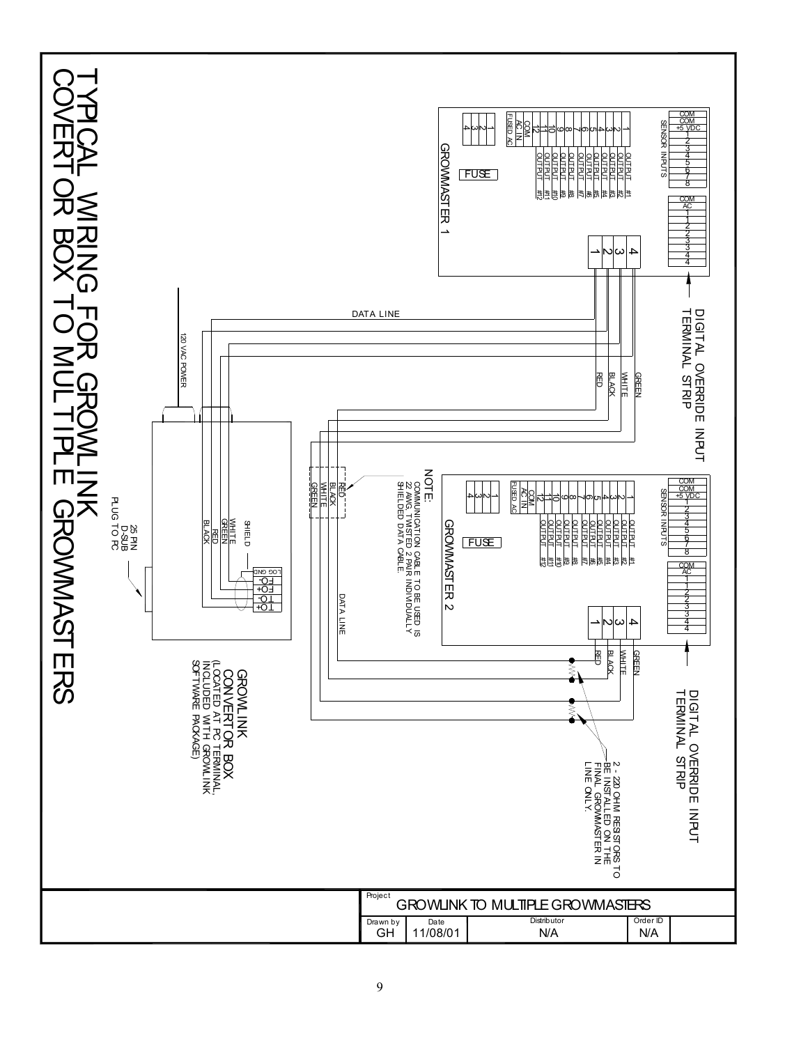# TYPICAL WIRING FOR GROWLINK COVERTOR BOX TO MULTIPLE GROWMASTERS

**GROWMASTER 1**

SENSOR INPUTS: COM, COM, +5 VDC, 1, 2, 3, 4, 5, 6, 7, 8

1 OUTPUT #1
2 OUTPUT #2
3 OUTPUT #3
4 OUTPUT #4
5 OUTPUT #5
6 OUTPUT #6
7 OUTPUT #7
8 OUTPUT #8
9 OUTPUT #9
10 OUTPUT #10
11 OUTPUT #11
12 OUTPUT #12
COM
AC IN
FUSED AC

FUSE

1 2 3 4

COM, AC, 1, 1, 2, 2, 3, 3, 4, 4

DIGITAL OVERRIDE INPUT TERMINAL STRIP

1 2 3 4 — RED, BLACK, WHITE, GREEN

DATA LINE

**GROWMASTER 2**

SENSOR INPUTS: COM, COM, +5 VDC, 1, 2, 3, 4, 5, 6, 7, 8

1 OUTPUT #1
2 OUTPUT #2
3 OUTPUT #3
4 OUTPUT #4
5 OUTPUT #5
6 OUTPUT #6
7 OUTPUT #7
8 OUTPUT #8
9 OUTPUT #9
10 OUTPUT #10
11 OUTPUT #11
12 OUTPUT #12
COM
AC IN
FUSED AC

FUSE

1 2 3 4

COM, AC, 1, 1, 2, 2, 3, 3, 4, 4

DIGITAL OVERRIDE INPUT TERMINAL STRIP

1 2 3 4 — RED, BLACK, WHITE, GREEN

NOTE:
COMMUNICATION CABLE TO BE USED IS 22 AWG. TWISTED 2 PAIR INDIVIDUALLY SHIELDED DATA CABLE.

RED, BLACK, WHITE, GREEN

DATA LINE

2 - 220 OHM RESISTORS TO BE INSTALLED ON THE FINAL GROWMASTER IN LINE ONLY.

120 VAC POWER

SHIELD, WHITE, GREEN, RED, BLACK

LOG GND, FO-, FO+, TO-, TO+

25 PIN D-SUB PLUG TO PC

GROWLINK CONVERTOR BOX (LOCATED AT PC TERMINAL, INCLUDED WITH GROWLINK SOFTWARE PACKAGE)

| Project | GROWLINK TO MULTIPLE GROWMASTERS | | |
|---|---|---|---|
| Drawn by | Date | Distributor | Order ID |
| GH | 11/08/01 | N/A | N/A |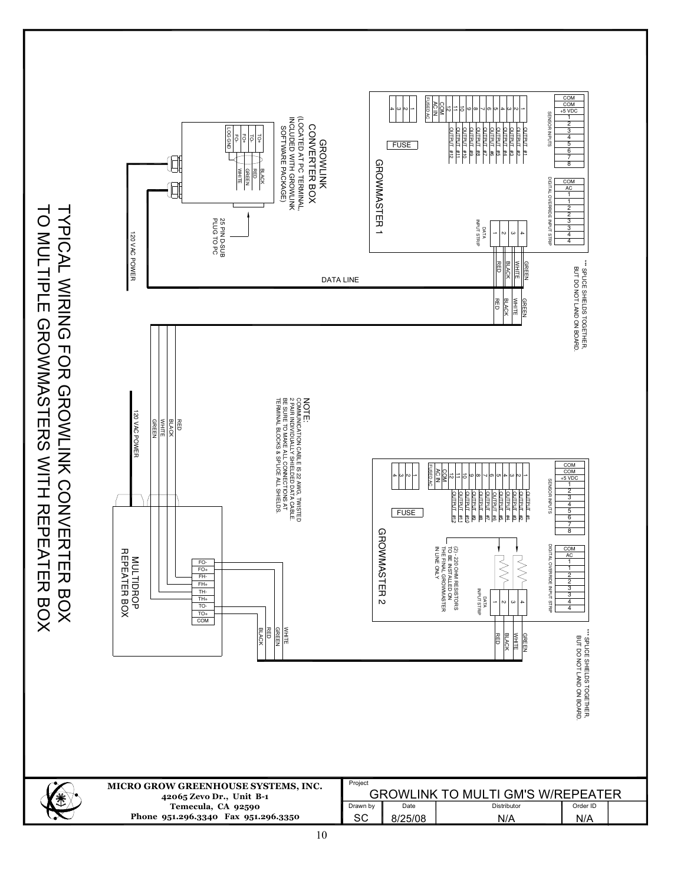# TYPICAL WIRING FOR GROWLINK CONVERTER BOX TO MULTIPLE GROWMASTERS WITH REPEATER BOX

GROWLINK CONVERTER BOX (LOCATED AT PC TERMINAL, INCLUDED WITH GROWLINK SOFTWARE PACKAGE)

TO+ TO- FO+ FO- LOG GND

BLACK RED GREEN WHITE

25 PIN D-SUB PLUG TO PC

120 VAC POWER

DATA LINE

GROWMASTER 1

SENSOR INPUTS: COM, COM, +5 VDC, 1, 2, 3, 4, 5, 6, 7, 8

DIGITAL OVERRIDE INPUT STRIP: COM, AC, 1, 1, 2, 2, 3, 3, 4, 4

OUTPUT #1 – OUTPUT #12, COM, AC IN, FUSED AC, 1, 2, 3, 4

FUSE

DATA INPUT STRIP: 1, 2, 3, 4 — RED, BLACK, WHITE, GREEN

*** SPLICE SHIELDS TOGETHER, BUT DO NOT LAND ON BOARD.

NOTE:
COMMUNICATION CABLE IS 22 AWG, TWISTED 2 PAIR INDIVIDUALLY SHIELDED DATA CABLE. BE SURE TO MAKE ALL CONNECTIONS AT TERMINAL BLOCKS & SPLICE ALL SHIELDS.

120 VAC POWER

RED BLACK WHITE GREEN

MULTIDROP REPEATER BOX

FO-, FO+, FH-, FH+, TH-, TH+, TO-, TO+, COM

WHITE GREEN RED BLACK

GROWMASTER 2

(2) - 220 OHM RESISTORS TO BE INSTALLED ON THE FINAL GROWMASTER IN LINE ONLY

DATA INPUT STRIP: 1, 2, 3, 4 — RED, BLACK, WHITE, GREEN

*** SPLICE SHIELDS TOGETHER, BUT DO NOT LAND ON BOARD.

**MICRO GROW GREENHOUSE SYSTEMS, INC.**
42065 Zevo Dr., Unit B-1
Temecula, CA 92590
Phone 951.296.3340 Fax 951.296.3350

| Project | GROWLINK TO MULTI GM'S W/REPEATER | | |
|---|---|---|---|
| Drawn by | Date | Distributor | Order ID |
| SC | 8/25/08 | N/A | N/A |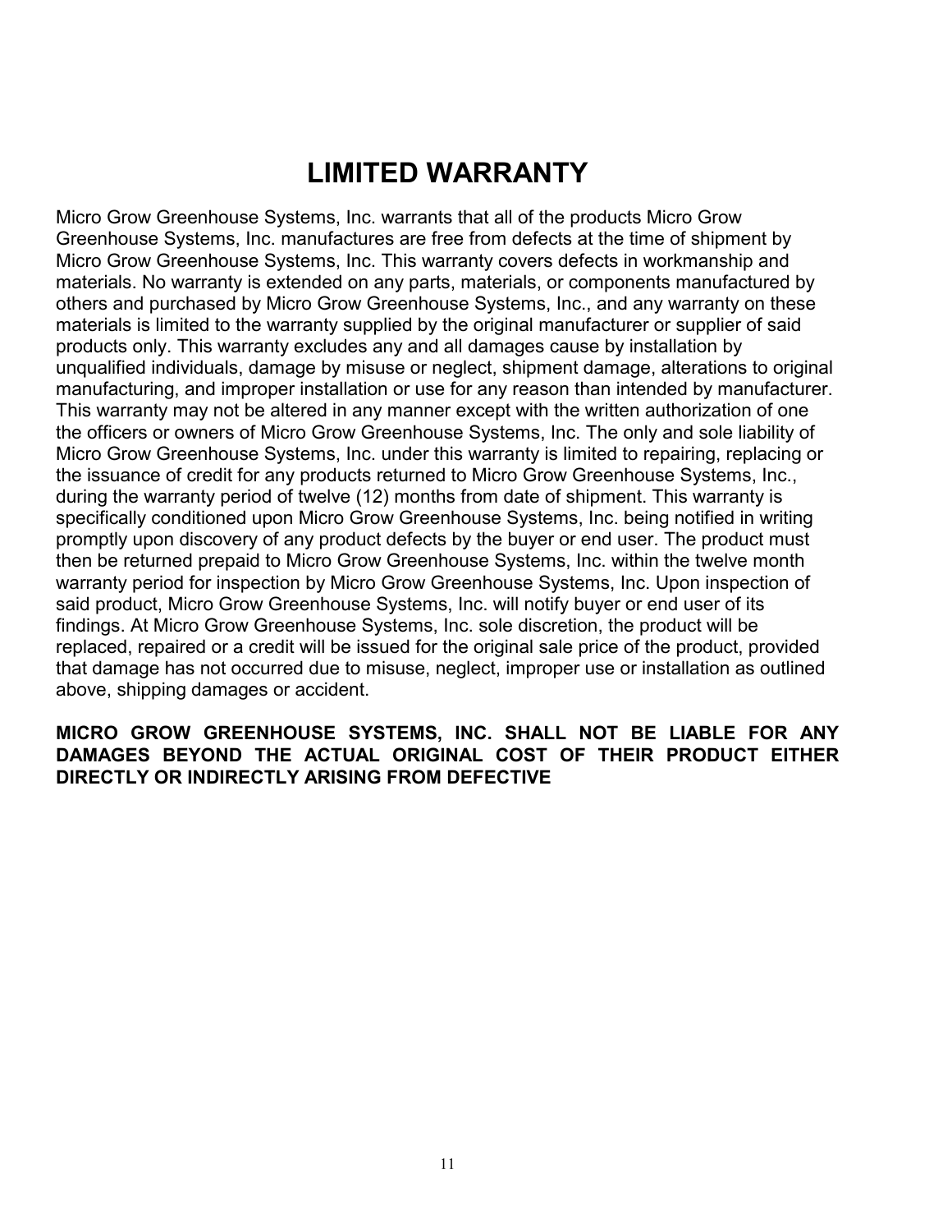# LIMITED WARRANTY

Micro Grow Greenhouse Systems, Inc. warrants that all of the products Micro Grow Greenhouse Systems, Inc. manufactures are free from defects at the time of shipment by Micro Grow Greenhouse Systems, Inc. This warranty covers defects in workmanship and materials. No warranty is extended on any parts, materials, or components manufactured by others and purchased by Micro Grow Greenhouse Systems, Inc., and any warranty on these materials is limited to the warranty supplied by the original manufacturer or supplier of said products only. This warranty excludes any and all damages cause by installation by unqualified individuals, damage by misuse or neglect, shipment damage, alterations to original manufacturing, and improper installation or use for any reason than intended by manufacturer. This warranty may not be altered in any manner except with the written authorization of one the officers or owners of Micro Grow Greenhouse Systems, Inc. The only and sole liability of Micro Grow Greenhouse Systems, Inc. under this warranty is limited to repairing, replacing or the issuance of credit for any products returned to Micro Grow Greenhouse Systems, Inc., during the warranty period of twelve (12) months from date of shipment. This warranty is specifically conditioned upon Micro Grow Greenhouse Systems, Inc. being notified in writing promptly upon discovery of any product defects by the buyer or end user. The product must then be returned prepaid to Micro Grow Greenhouse Systems, Inc. within the twelve month warranty period for inspection by Micro Grow Greenhouse Systems, Inc. Upon inspection of said product, Micro Grow Greenhouse Systems, Inc. will notify buyer or end user of its findings. At Micro Grow Greenhouse Systems, Inc. sole discretion, the product will be replaced, repaired or a credit will be issued for the original sale price of the product, provided that damage has not occurred due to misuse, neglect, improper use or installation as outlined above, shipping damages or accident.

**MICRO GROW GREENHOUSE SYSTEMS, INC. SHALL NOT BE LIABLE FOR ANY DAMAGES BEYOND THE ACTUAL ORIGINAL COST OF THEIR PRODUCT EITHER DIRECTLY OR INDIRECTLY ARISING FROM DEFECTIVE**